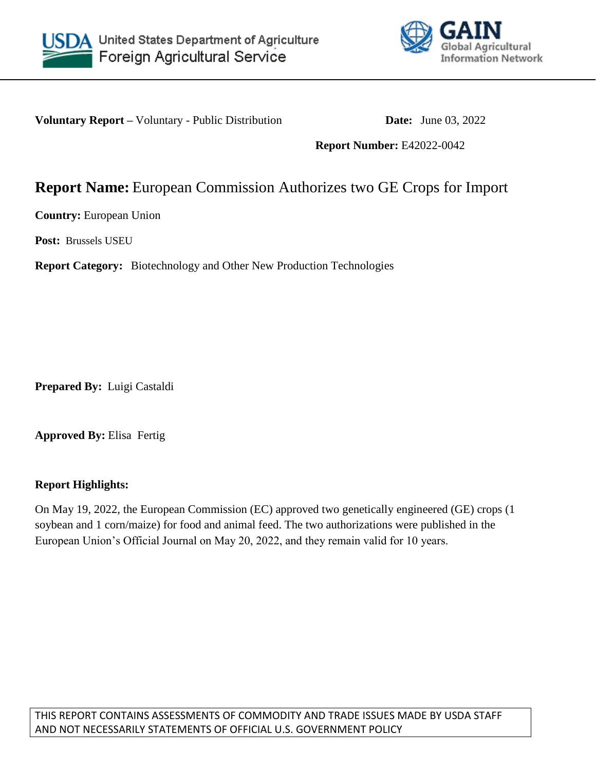United States Department of Agriculture
Foreign Agricultural Service

GAIN Global Agricultural Information Network

**Voluntary Report –** Voluntary - Public Distribution **Date:** June 03, 2022

**Report Number:** E42022-0042

# **Report Name:** European Commission Authorizes two GE Crops for Import

**Country:** European Union

**Post:** Brussels USEU

**Report Category:** Biotechnology and Other New Production Technologies

**Prepared By:** Luigi Castaldi

**Approved By:** Elisa Fertig

**Report Highlights:**

On May 19, 2022, the European Commission (EC) approved two genetically engineered (GE) crops (1 soybean and 1 corn/maize) for food and animal feed. The two authorizations were published in the European Union's Official Journal on May 20, 2022, and they remain valid for 10 years.

THIS REPORT CONTAINS ASSESSMENTS OF COMMODITY AND TRADE ISSUES MADE BY USDA STAFF AND NOT NECESSARILY STATEMENTS OF OFFICIAL U.S. GOVERNMENT POLICY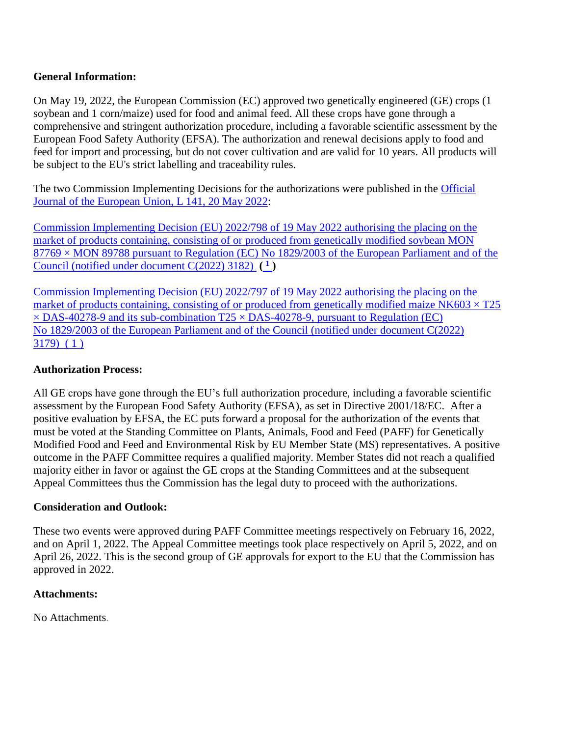**General Information:**

On May 19, 2022, the European Commission (EC) approved two genetically engineered (GE) crops (1 soybean and 1 corn/maize) used for food and animal feed. All these crops have gone through a comprehensive and stringent authorization procedure, including a favorable scientific assessment by the European Food Safety Authority (EFSA). The authorization and renewal decisions apply to food and feed for import and processing, but do not cover cultivation and are valid for 10 years. All products will be subject to the EU's strict labelling and traceability rules.

The two Commission Implementing Decisions for the authorizations were published in the Official Journal of the European Union, L 141, 20 May 2022:

Commission Implementing Decision (EU) 2022/798 of 19 May 2022 authorising the placing on the market of products containing, consisting of or produced from genetically modified soybean MON 87769 × MON 89788 pursuant to Regulation (EC) No 1829/2003 of the European Parliament and of the Council (notified under document C(2022) 3182) **([1])**

Commission Implementing Decision (EU) 2022/797 of 19 May 2022 authorising the placing on the market of products containing, consisting of or produced from genetically modified maize NK603 × T25 × DAS-40278-9 and its sub-combination T25 × DAS-40278-9, pursuant to Regulation (EC) No 1829/2003 of the European Parliament and of the Council (notified under document C(2022) 3179) ( 1 )

**Authorization Process:**

All GE crops have gone through the EU's full authorization procedure, including a favorable scientific assessment by the European Food Safety Authority (EFSA), as set in Directive 2001/18/EC. After a positive evaluation by EFSA, the EC puts forward a proposal for the authorization of the events that must be voted at the Standing Committee on Plants, Animals, Food and Feed (PAFF) for Genetically Modified Food and Feed and Environmental Risk by EU Member State (MS) representatives. A positive outcome in the PAFF Committee requires a qualified majority. Member States did not reach a qualified majority either in favor or against the GE crops at the Standing Committees and at the subsequent Appeal Committees thus the Commission has the legal duty to proceed with the authorizations.

**Consideration and Outlook:**

These two events were approved during PAFF Committee meetings respectively on February 16, 2022, and on April 1, 2022. The Appeal Committee meetings took place respectively on April 5, 2022, and on April 26, 2022. This is the second group of GE approvals for export to the EU that the Commission has approved in 2022.

**Attachments:**

No Attachments.